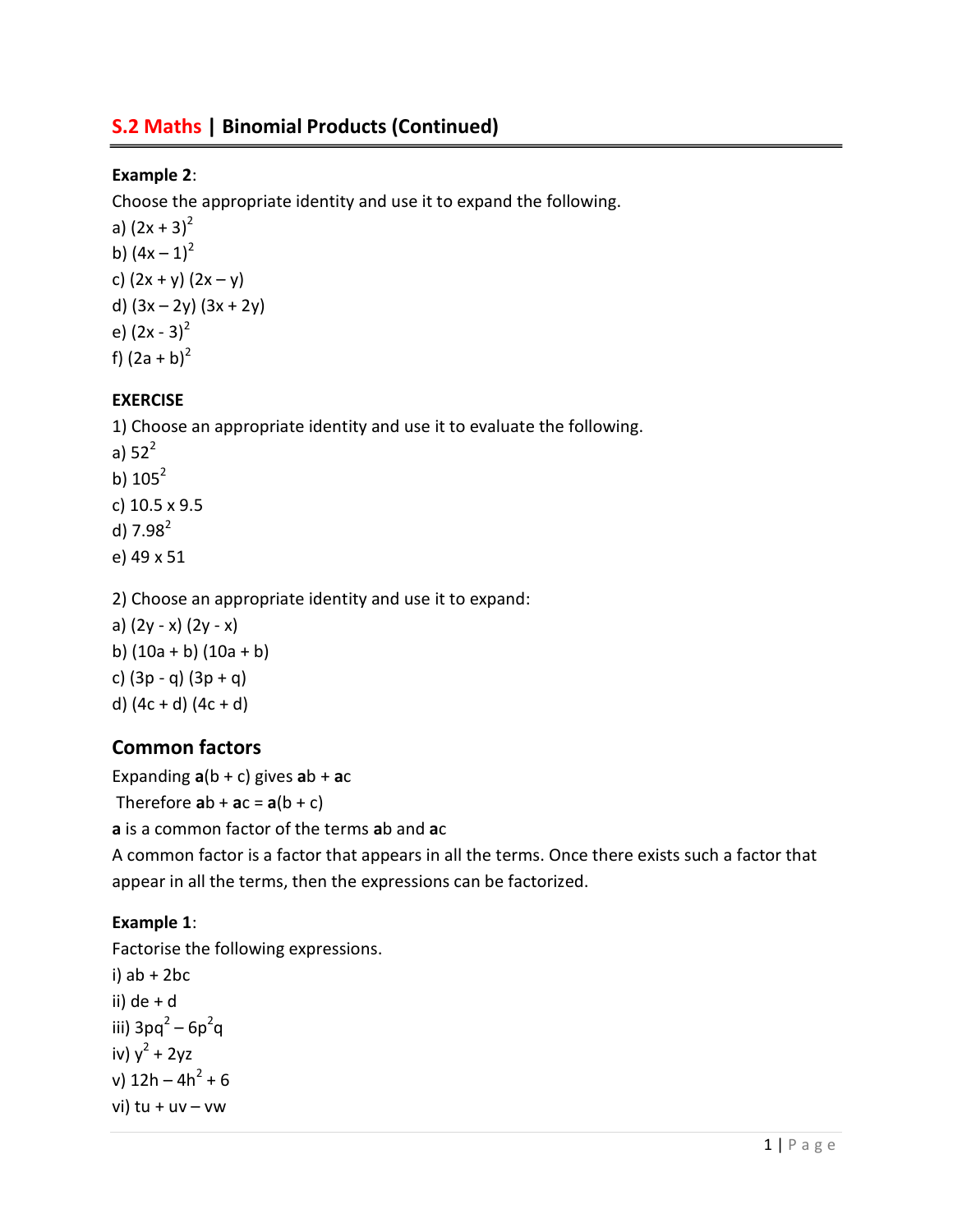## S.2 Maths | Binomial Products (Continued)

**Example 2**:

Choose the appropriate identity and use it to expand the following.

a) $(2x + 3)^2$

b) $(4x – 1)^2$

c) $(2x + y) (2x – y)$

d) $(3x – 2y) (3x + 2y)$

e) $(2x - 3)^2$

f) $(2a + b)^2$

**EXERCISE**

1) Choose an appropriate identity and use it to evaluate the following.

a) $52^2$

b) $105^2$

c) $10.5 \times 9.5$

d) $7.98^2$

e) $49 \times 51$

2) Choose an appropriate identity and use it to expand:

a) $(2y - x) (2y - x)$

b) $(10a + b) (10a + b)$

c) $(3p - q) (3p + q)$

d) $(4c + d) (4c + d)$

### Common factors

Expanding **a**(b + c) gives **a**b + **a**c

Therefore **a**b + **a**c = **a**(b + c)

**a** is a common factor of the terms **a**b and **a**c

A common factor is a factor that appears in all the terms. Once there exists such a factor that appear in all the terms, then the expressions can be factorized.

**Example 1**:

Factorise the following expressions.

i) $ab + 2bc$

ii) $de + d$

iii) $3pq^2 – 6p^2q$

iv) $y^2 + 2yz$

v) $12h – 4h^2 + 6$

vi) $tu + uv – vw$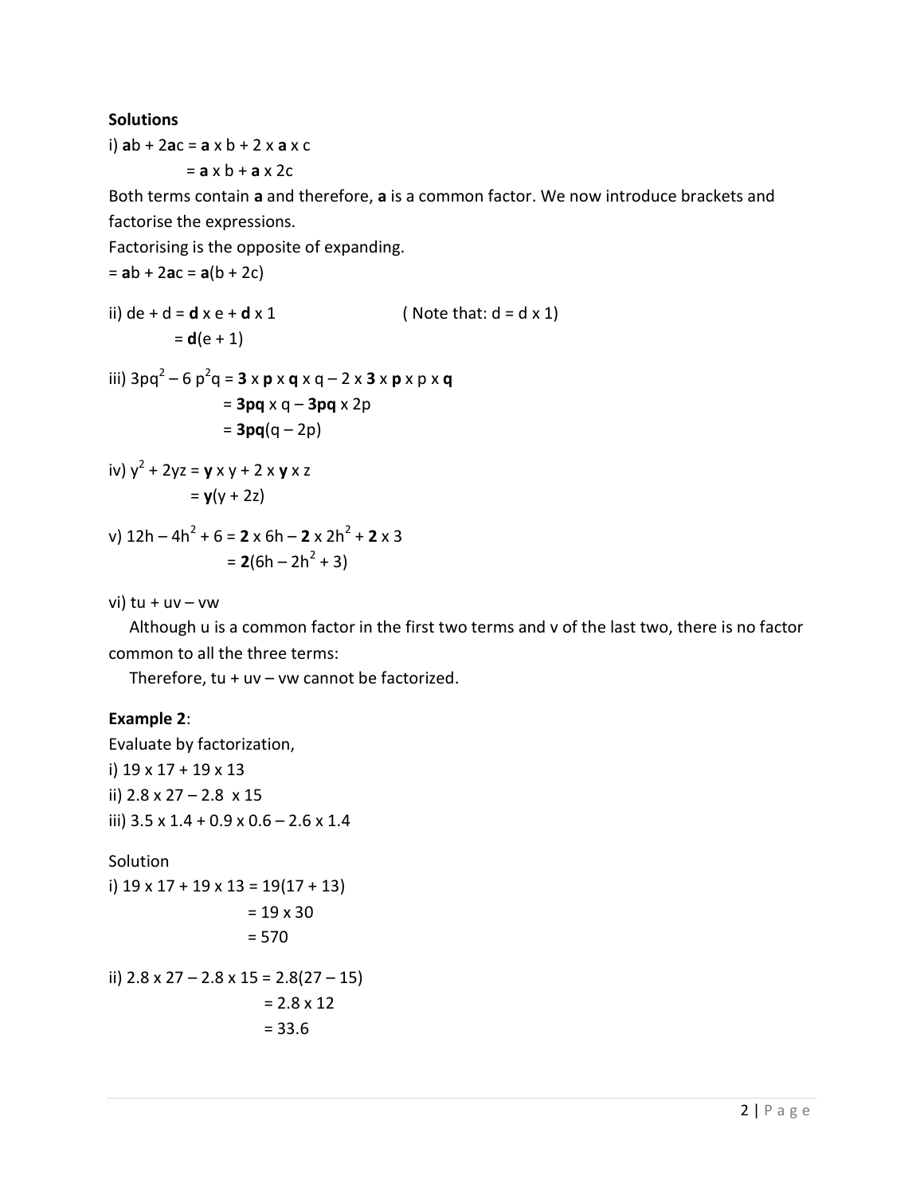**Solutions**

i) $\mathbf{a}b + 2\mathbf{a}c = \mathbf{a} \times b + 2 \times \mathbf{a} \times c$

$= \mathbf{a} \times b + \mathbf{a} \times 2c$

Both terms contain **a** and therefore, **a** is a common factor. We now introduce brackets and factorise the expressions.

Factorising is the opposite of expanding.

$= \mathbf{a}b + 2\mathbf{a}c = \mathbf{a}(b + 2c)$

ii) $de + d = \mathbf{d} \times e + \mathbf{d} \times 1$ ( Note that: $d = d \times 1$)

$= \mathbf{d}(e + 1)$

iii) $3pq^2 - 6p^2q = \mathbf{3} \times \mathbf{p} \times \mathbf{q} \times q - 2 \times \mathbf{3} \times \mathbf{p} \times p \times \mathbf{q}$

$= \mathbf{3pq} \times q - \mathbf{3pq} \times 2p$

$= \mathbf{3pq}(q - 2p)$

iv) $y^2 + 2yz = \mathbf{y} \times y + 2 \times \mathbf{y} \times z$

$= \mathbf{y}(y + 2z)$

v) $12h - 4h^2 + 6 = \mathbf{2} \times 6h - \mathbf{2} \times 2h^2 + \mathbf{2} \times 3$

$= \mathbf{2}(6h - 2h^2 + 3)$

vi) $tu + uv - vw$

Although u is a common factor in the first two terms and v of the last two, there is no factor common to all the three terms:

Therefore, $tu + uv - vw$ cannot be factorized.

**Example 2**:

Evaluate by factorization,

i) $19 \times 17 + 19 \times 13$

ii) $2.8 \times 27 - 2.8 \times 15$

iii) $3.5 \times 1.4 + 0.9 \times 0.6 - 2.6 \times 1.4$

Solution

i) $19 \times 17 + 19 \times 13 = 19(17 + 13)$

$= 19 \times 30$

$= 570$

ii) $2.8 \times 27 - 2.8 \times 15 = 2.8(27 - 15)$

$= 2.8 \times 12$

$= 33.6$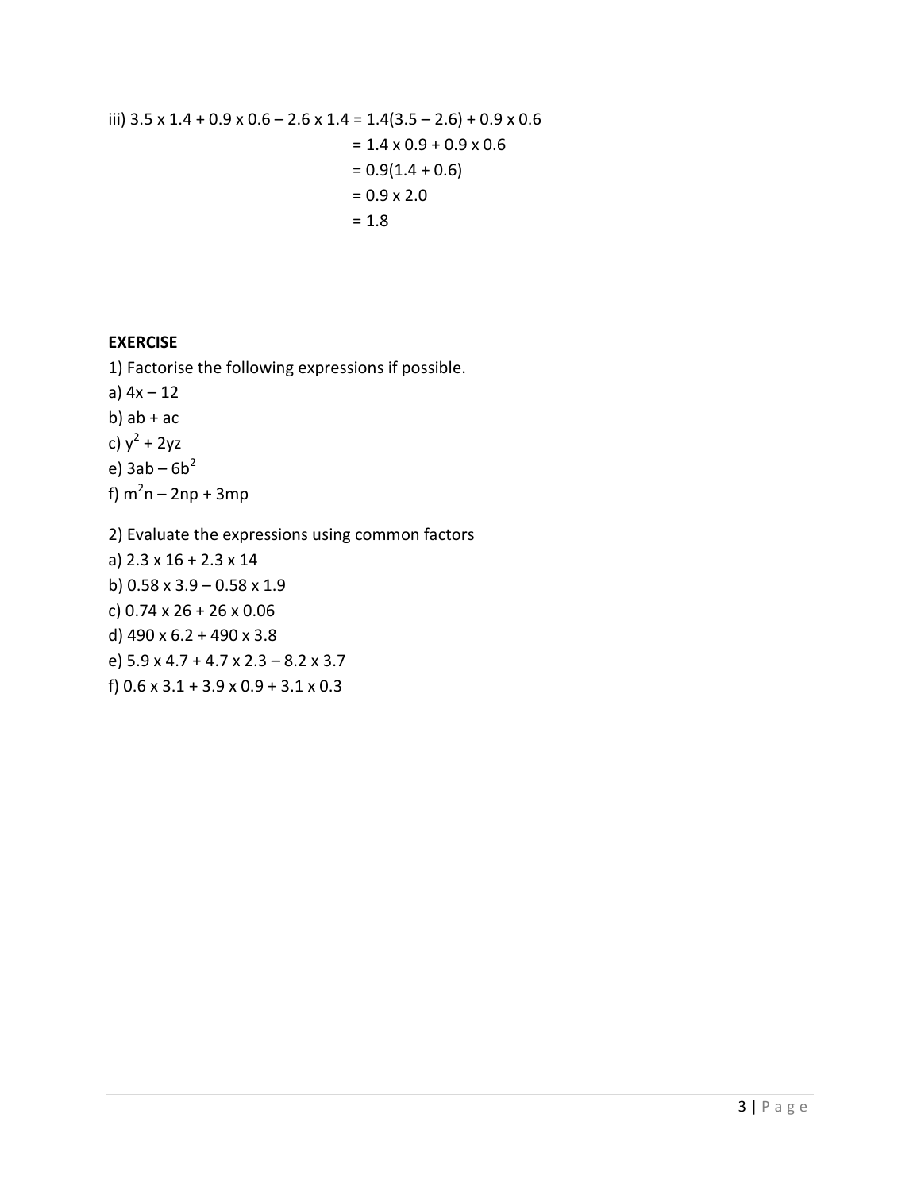iii) $3.5 \times 1.4 + 0.9 \times 0.6 - 2.6 \times 1.4 = 1.4(3.5 - 2.6) + 0.9 \times 0.6$

$= 1.4 \times 0.9 + 0.9 \times 0.6$

$= 0.9(1.4 + 0.6)$

$= 0.9 \times 2.0$

$= 1.8$

**EXERCISE**

1) Factorise the following expressions if possible.

a) $4x - 12$

b) $ab + ac$

c) $y^2 + 2yz$

e) $3ab - 6b^2$

f) $m^2n - 2np + 3mp$

2) Evaluate the expressions using common factors

a) $2.3 \times 16 + 2.3 \times 14$

b) $0.58 \times 3.9 - 0.58 \times 1.9$

c) $0.74 \times 26 + 26 \times 0.06$

d) $490 \times 6.2 + 490 \times 3.8$

e) $5.9 \times 4.7 + 4.7 \times 2.3 - 8.2 \times 3.7$

f) $0.6 \times 3.1 + 3.9 \times 0.9 + 3.1 \times 0.3$